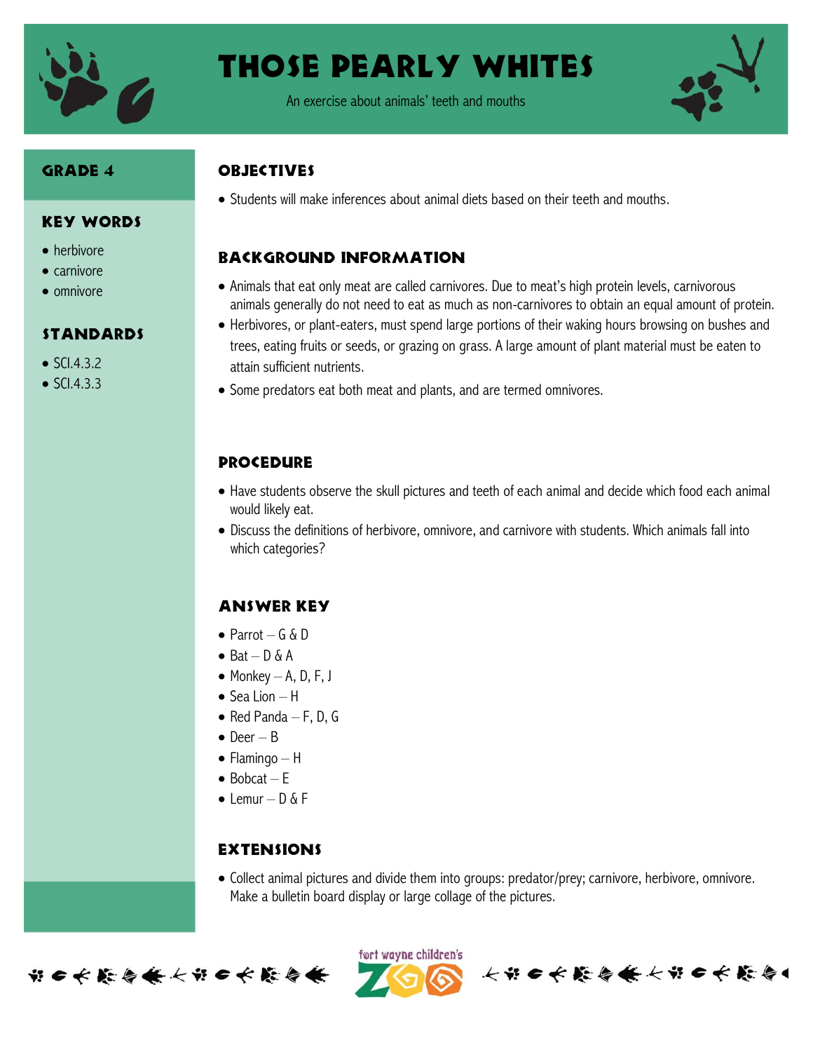# Those Pearly Whites

An exercise about animals' teeth and mouths

## Grade 4

## Key Words

- herbivore
- carnivore
- omnivore

## Standards

- SCI.4.3.2
- SCI.4.3.3

## Objectives

- Students will make inferences about animal diets based on their teeth and mouths.

## Background Information

- Animals that eat only meat are called carnivores. Due to meat's high protein levels, carnivorous animals generally do not need to eat as much as non-carnivores to obtain an equal amount of protein.
- Herbivores, or plant-eaters, must spend large portions of their waking hours browsing on bushes and trees, eating fruits or seeds, or grazing on grass. A large amount of plant material must be eaten to attain sufficient nutrients.
- Some predators eat both meat and plants, and are termed omnivores.

## Procedure

- Have students observe the skull pictures and teeth of each animal and decide which food each animal would likely eat.
- Discuss the definitions of herbivore, omnivore, and carnivore with students. Which animals fall into which categories?

## Answer Key

- Parrot – G & D
- Bat – D & A
- Monkey – A, D, F, J
- Sea Lion – H
- Red Panda – F, D, G
- Deer – B
- Flamingo – H
- Bobcat – E
- Lemur – D & F

## Extensions

- Collect animal pictures and divide them into groups: predator/prey; carnivore, herbivore, omnivore. Make a bulletin board display or large collage of the pictures.

fort wayne children's ZOO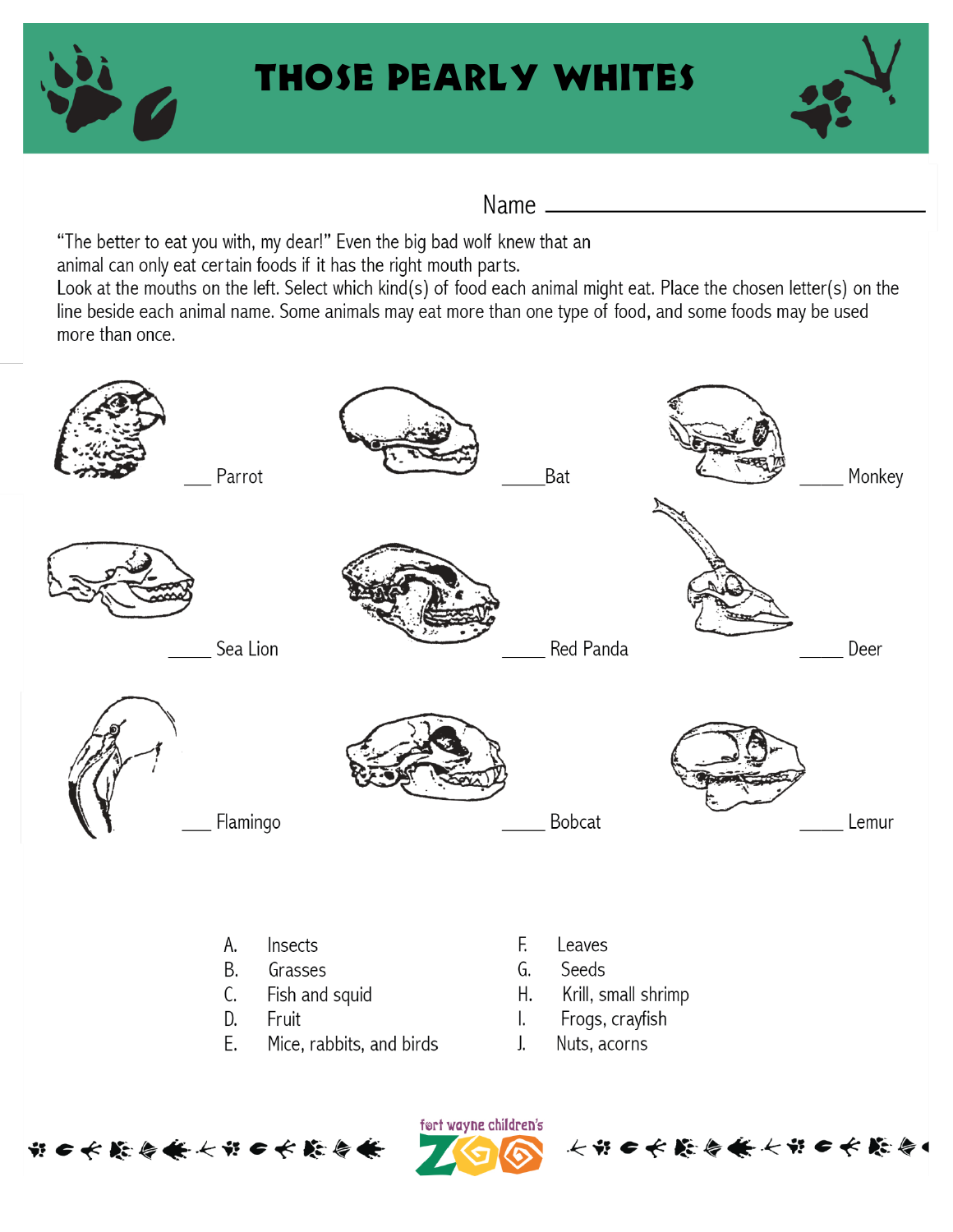# THOSE PEARLY WHITES

Name ___________________________

"The better to eat you with, my dear!" Even the big bad wolf knew that an animal can only eat certain foods if it has the right mouth parts.

Look at the mouths on the left. Select which kind(s) of food each animal might eat. Place the chosen letter(s) on the line beside each animal name. Some animals may eat more than one type of food, and some foods may be used more than once.

___ Parrot

_____ Bat

_____ Monkey

_____ Sea Lion

_____ Red Panda

_____ Deer

___ Flamingo

_____ Bobcat

_____ Lemur

A. Insects

B. Grasses

C. Fish and squid

D. Fruit

E. Mice, rabbits, and birds

F. Leaves

G. Seeds

H. Krill, small shrimp

I. Frogs, crayfish

J. Nuts, acorns

fort wayne children's ZOO